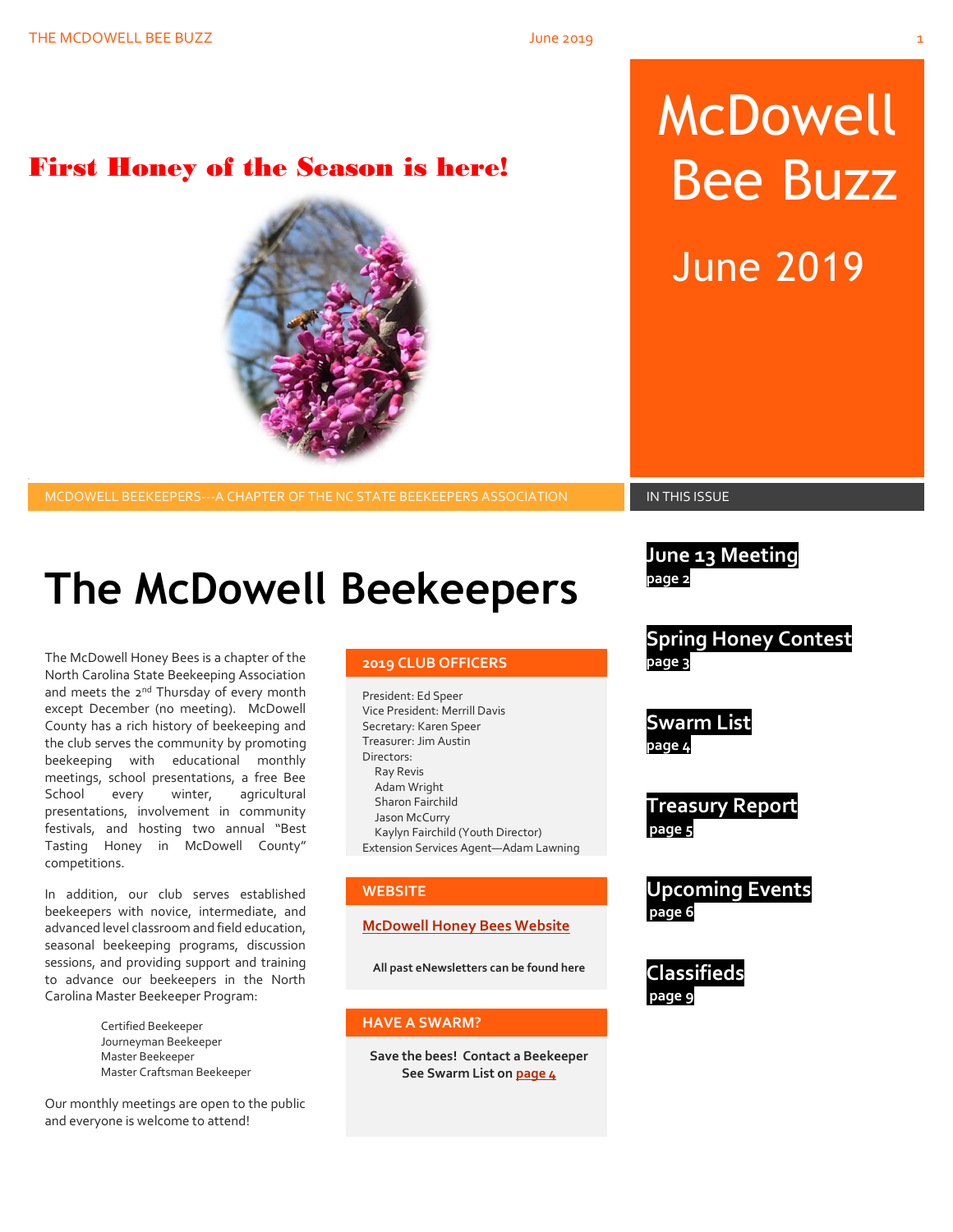# McDowell Bee Buzz

June 2019

## First Honey of the Season is here!

MCDOWELL BEEKEEPERS---A CHAPTER OF THE NC STATE BEEKEEPERS ASSOCIATION

# The McDowell Beekeepers

The McDowell Honey Bees is a chapter of the North Carolina State Beekeeping Association and meets the 2nd Thursday of every month except December (no meeting). McDowell County has a rich history of beekeeping and the club serves the community by promoting beekeeping with educational monthly meetings, school presentations, a free Bee School every winter, agricultural presentations, involvement in community festivals, and hosting two annual "Best Tasting Honey in McDowell County" competitions.

In addition, our club serves established beekeepers with novice, intermediate, and advanced level classroom and field education, seasonal beekeeping programs, discussion sessions, and providing support and training to advance our beekeepers in the North Carolina Master Beekeeper Program:

- Certified Beekeeper
- Journeyman Beekeeper
- Master Beekeeper
- Master Craftsman Beekeeper

Our monthly meetings are open to the public and everyone is welcome to attend!

### 2019 CLUB OFFICERS

President: Ed Speer
Vice President: Merrill Davis
Secretary: Karen Speer
Treasurer: Jim Austin
Directors:
- Ray Revis
- Adam Wright
- Sharon Fairchild
- Jason McCurry
- Kaylyn Fairchild (Youth Director)

Extension Services Agent—Adam Lawning

### WEBSITE

McDowell Honey Bees Website

**All past eNewsletters can be found here**

### HAVE A SWARM?

**Save the bees! Contact a Beekeeper**
**See Swarm List on page 4**

### IN THIS ISSUE

**June 13 Meeting**
page 2

**Spring Honey Contest**
page 3

**Swarm List**
page 4

**Treasury Report**
page 5

**Upcoming Events**
page 6

**Classifieds**
page 9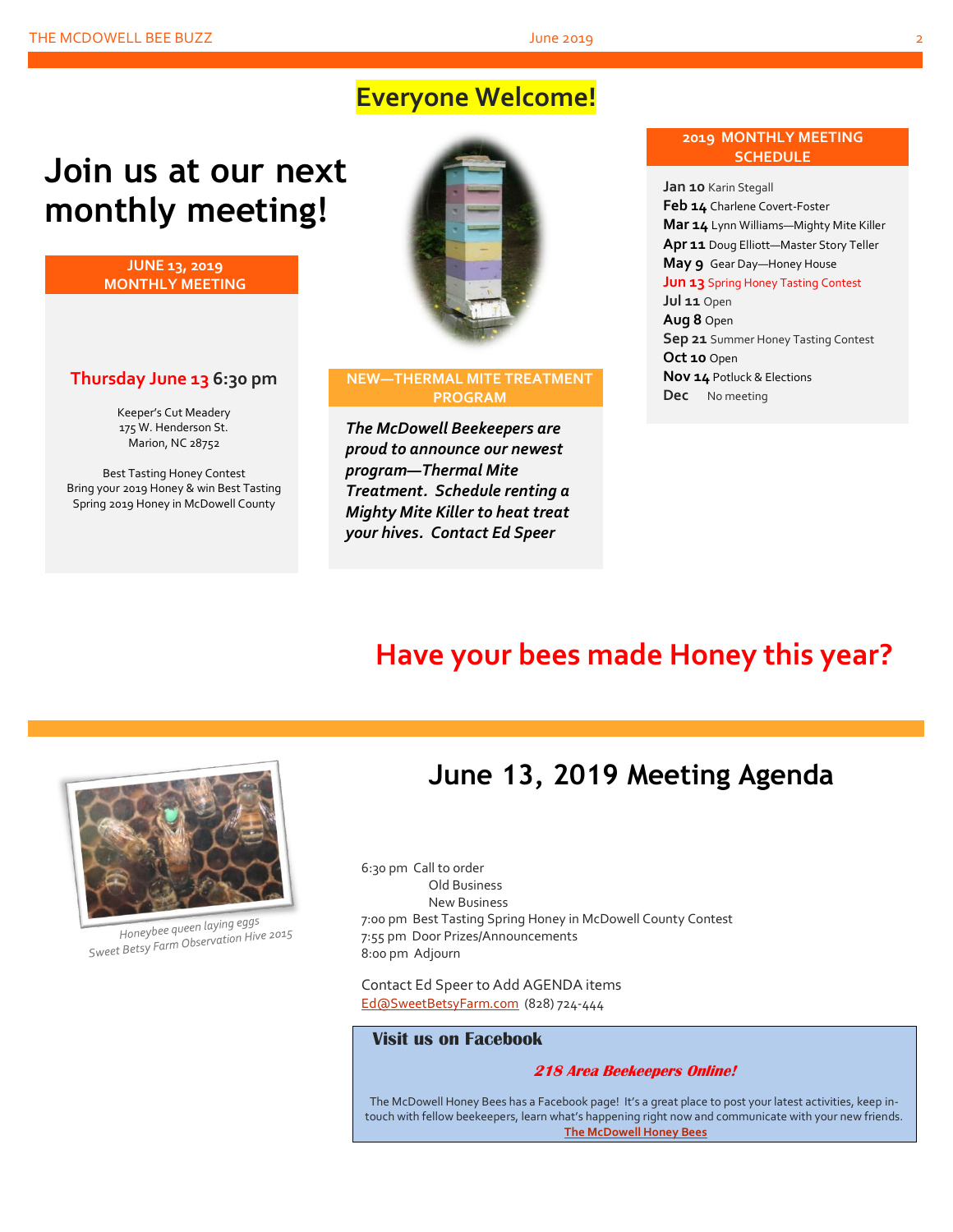# Everyone Welcome!

## Join us at our next monthly meeting!

**JUNE 13, 2019 MONTHLY MEETING**

**Thursday June 13 6:30 pm**

Keeper's Cut Meadery
175 W. Henderson St.
Marion, NC 28752

Best Tasting Honey Contest
Bring your 2019 Honey & win Best Tasting Spring 2019 Honey in McDowell County

**NEW—THERMAL MITE TREATMENT PROGRAM**

***The McDowell Beekeepers are proud to announce our newest program—Thermal Mite Treatment. Schedule renting a Mighty Mite Killer to heat treat your hives. Contact Ed Speer***

**2019 MONTHLY MEETING SCHEDULE**

**Jan 10** Karin Stegall
**Feb 14** Charlene Covert-Foster
**Mar 14** Lynn Williams—Mighty Mite Killer
**Apr 11** Doug Elliott—Master Story Teller
**May 9** Gear Day—Honey House
**Jun 13** Spring Honey Tasting Contest
**Jul 11** Open
**Aug 8** Open
**Sep 21** Summer Honey Tasting Contest
**Oct 10** Open
**Nov 14** Potluck & Elections
**Dec** No meeting

## Have your bees made Honey this year?

Honeybee queen laying eggs
Sweet Betsy Farm Observation Hive 2015

## June 13, 2019 Meeting Agenda

6:30 pm Call to order
Old Business
New Business
7:00 pm Best Tasting Spring Honey in McDowell County Contest
7:55 pm Door Prizes/Announcements
8:00 pm Adjourn

Contact Ed Speer to Add AGENDA items
Ed@SweetBetsyFarm.com (828) 724-444

**Visit us on Facebook**

***218 Area Beekeepers Online!***

The McDowell Honey Bees has a Facebook page! It's a great place to post your latest activities, keep in-touch with fellow beekeepers, learn what's happening right now and communicate with your new friends.
**The McDowell Honey Bees**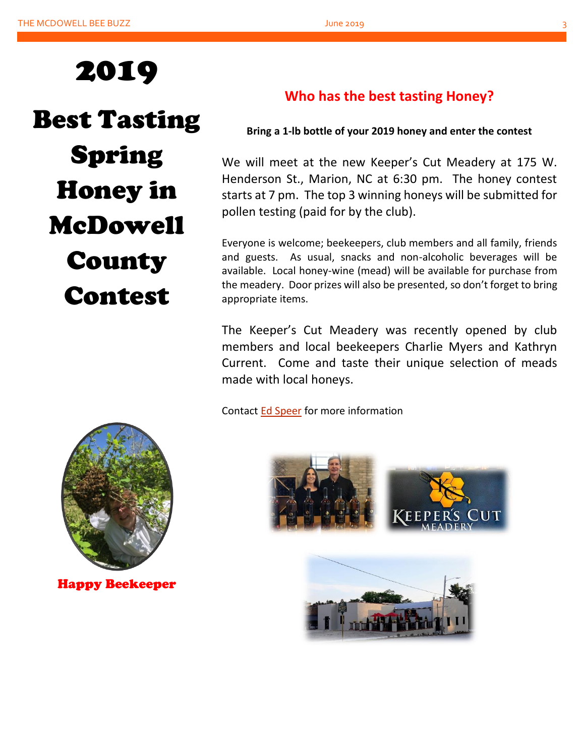# 2019 Best Tasting Spring Honey in McDowell County Contest

## Who has the best tasting Honey?

**Bring a 1-lb bottle of your 2019 honey and enter the contest**

We will meet at the new Keeper's Cut Meadery at 175 W. Henderson St., Marion, NC at 6:30 pm. The honey contest starts at 7 pm. The top 3 winning honeys will be submitted for pollen testing (paid for by the club).

Everyone is welcome; beekeepers, club members and all family, friends and guests. As usual, snacks and non-alcoholic beverages will be available. Local honey-wine (mead) will be available for purchase from the meadery. Door prizes will also be presented, so don't forget to bring appropriate items.

The Keeper's Cut Meadery was recently opened by club members and local beekeepers Charlie Myers and Kathryn Current. Come and taste their unique selection of meads made with local honeys.

Contact Ed Speer for more information

Happy Beekeeper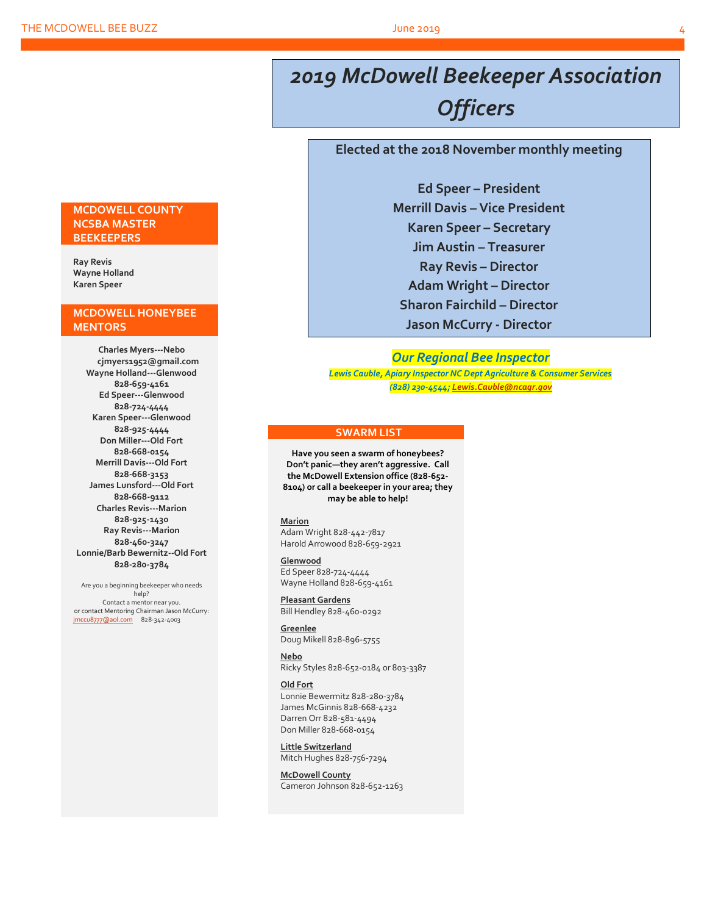# *2019 McDowell Beekeeper Association Officers*

**Elected at the 2018 November monthly meeting**

**Ed Speer – President**
**Merrill Davis – Vice President**
**Karen Speer – Secretary**
**Jim Austin – Treasurer**
**Ray Revis – Director**
**Adam Wright – Director**
**Sharon Fairchild – Director**
**Jason McCurry - Director**

## *Our Regional Bee Inspector*

***Lewis Cauble, Apiary Inspector NC Dept Agriculture & Consumer Services***
***(828) 230-4544; Lewis.Cauble@ncagr.gov***

## MCDOWELL COUNTY NCSBA MASTER BEEKEEPERS

**Ray Revis**
**Wayne Holland**
**Karen Speer**

## MCDOWELL HONEYBEE MENTORS

**Charles Myers---Nebo**
**cjmyers1952@gmail.com**
**Wayne Holland---Glenwood**
**828-659-4161**
**Ed Speer---Glenwood**
**828-724-4444**
**Karen Speer---Glenwood**
**828-925-4444**
**Don Miller---Old Fort**
**828-668-0154**
**Merrill Davis---Old Fort**
**828-668-3153**
**James Lunsford---Old Fort**
**828-668-9112**
**Charles Revis---Marion**
**828-925-1430**
**Ray Revis---Marion**
**828-460-3247**
**Lonnie/Barb Bewernitz--Old Fort**
**828-280-3784**

Are you a beginning beekeeper who needs help?
Contact a mentor near you.
or contact Mentoring Chairman Jason McCurry: jmccu8777@aol.com 828-342-4003

## SWARM LIST

**Have you seen a swarm of honeybees? Don't panic—they aren't aggressive. Call the McDowell Extension office (828-652-8104) or call a beekeeper in your area; they may be able to help!**

**Marion**
Adam Wright 828-442-7817
Harold Arrowood 828-659-2921

**Glenwood**
Ed Speer 828-724-4444
Wayne Holland 828-659-4161

**Pleasant Gardens**
Bill Hendley 828-460-0292

**Greenlee**
Doug Mikell 828-896-5755

**Nebo**
Ricky Styles 828-652-0184 or 803-3387

**Old Fort**
Lonnie Bewermitz 828-280-3784
James McGinnis 828-668-4232
Darren Orr 828-581-4494
Don Miller 828-668-0154

**Little Switzerland**
Mitch Hughes 828-756-7294

**McDowell County**
Cameron Johnson 828-652-1263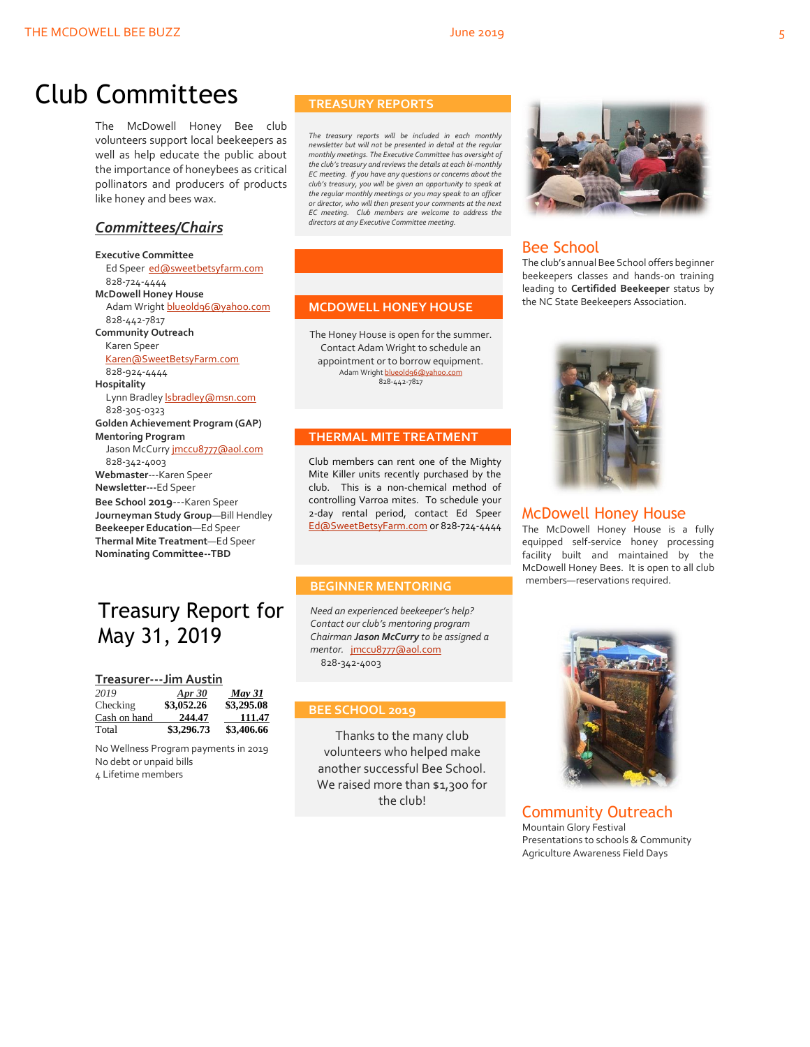# Club Committees

The McDowell Honey Bee club volunteers support local beekeepers as well as help educate the public about the importance of honeybees as critical pollinators and producers of products like honey and bees wax.

## *Committees/Chairs*

**Executive Committee**
Ed Speer ed@sweetbetsyfarm.com
828-724-4444

**McDowell Honey House**
Adam Wright blueold96@yahoo.com
828-442-7817

**Community Outreach**
Karen Speer
Karen@SweetBetsyFarm.com
828-924-4444

**Hospitality**
Lynn Bradley lsbradley@msn.com
828-305-0323

**Golden Achievement Program (GAP)**

**Mentoring Program**
Jason McCurry jmccu8777@aol.com
828-342-4003

**Webmaster**---Karen Speer
**Newsletter---**Ed Speer
**Bee School 2019**---Karen Speer
**Journeyman Study Group**—Bill Hendley
**Beekeeper Education**—Ed Speer
**Thermal Mite Treatment**—Ed Speer
**Nominating Committee--TBD**

# Treasury Report for May 31, 2019

**Treasurer---Jim Austin**

| 2019 | Apr 30 | May 31 |
|---|---|---|
| Checking | $3,052.26 | $3,295.08 |
| Cash on hand | 244.47 | 111.47 |
| Total | $3,296.73 | $3,406.66 |

No Wellness Program payments in 2019
No debt or unpaid bills
4 Lifetime members

## TREASURY REPORTS

*The treasury reports will be included in each monthly newsletter but will not be presented in detail at the regular monthly meetings. The Executive Committee has oversight of the club's treasury and reviews the details at each bi-monthly EC meeting. If you have any questions or concerns about the club's treasury, you will be given an opportunity to speak at the regular monthly meetings or you may speak to an officer or director, who will then present your comments at the next EC meeting. Club members are welcome to address the directors at any Executive Committee meeting.*

## MCDOWELL HONEY HOUSE

The Honey House is open for the summer. Contact Adam Wright to schedule an appointment or to borrow equipment.
Adam Wright blueold96@yahoo.com
828-442-7817

## THERMAL MITE TREATMENT

Club members can rent one of the Mighty Mite Killer units recently purchased by the club. This is a non-chemical method of controlling Varroa mites. To schedule your 2-day rental period, contact Ed Speer Ed@SweetBetsyFarm.com or 828-724-4444

## BEGINNER MENTORING

*Need an experienced beekeeper's help? Contact our club's mentoring program Chairman **Jason McCurry** to be assigned a mentor.* jmccu8777@aol.com
828-342-4003

## BEE SCHOOL 2019

Thanks to the many club volunteers who helped make another successful Bee School. We raised more than $1,300 for the club!

## Bee School

The club's annual Bee School offers beginner beekeepers classes and hands-on training leading to **Certified Beekeeper** status by the NC State Beekeepers Association.

## McDowell Honey House

The McDowell Honey House is a fully equipped self-service honey processing facility built and maintained by the McDowell Honey Bees. It is open to all club members—reservations required.

## Community Outreach

Mountain Glory Festival
Presentations to schools & Community
Agriculture Awareness Field Days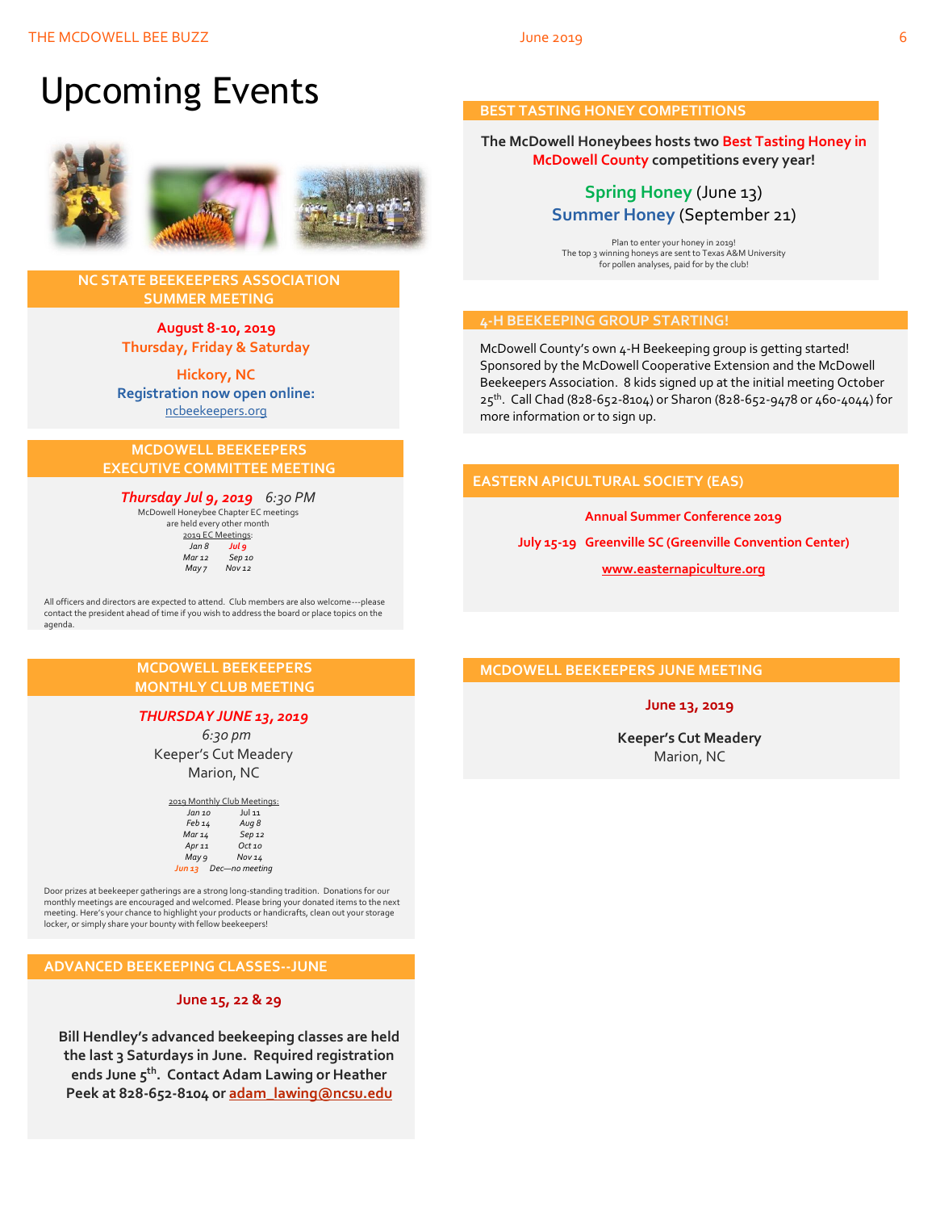# Upcoming Events

## NC STATE BEEKEEPERS ASSOCIATION SUMMER MEETING

**August 8-10, 2019**
**Thursday, Friday & Saturday**

**Hickory, NC**
**Registration now open online:**
ncbeekeepers.org

## MCDOWELL BEEKEEPERS EXECUTIVE COMMITTEE MEETING

***Thursday Jul 9, 2019*** *6:30 PM*

McDowell Honeybee Chapter EC meetings are held every other month

2019 EC Meetings:

| | |
|---|---|
| *Jan 8* | *Jul 9* |
| *Mar 12* | *Sep 10* |
| *May 7* | *Nov 12* |

All officers and directors are expected to attend. Club members are also welcome---please contact the president ahead of time if you wish to address the board or place topics on the agenda.

## MCDOWELL BEEKEEPERS MONTHLY CLUB MEETING

***THURSDAY JUNE 13, 2019***

*6:30 pm*

Keeper's Cut Meadery

Marion, NC

2019 Monthly Club Meetings:

| | |
|---|---|
| *Jan 10* | *Jul 11* |
| *Feb 14* | *Aug 8* |
| *Mar 14* | *Sep 12* |
| *Apr 11* | *Oct 10* |
| *May 9* | *Nov 14* |
| *Jun 13* | *Dec—no meeting* |

Door prizes at beekeeper gatherings are a strong long-standing tradition. Donations for our monthly meetings are encouraged and welcomed. Please bring your donated items to the next meeting. Here's your chance to highlight your products or handicrafts, clean out your storage locker, or simply share your bounty with fellow beekeepers!

## ADVANCED BEEKEEPING CLASSES--JUNE

**June 15, 22 & 29**

**Bill Hendley's advanced beekeeping classes are held the last 3 Saturdays in June. Required registration ends June 5th. Contact Adam Lawing or Heather Peek at 828-652-8104 or adam_lawing@ncsu.edu**

## BEST TASTING HONEY COMPETITIONS

**The McDowell Honeybees hosts two Best Tasting Honey in McDowell County competitions every year!**

**Spring Honey** (June 13)
**Summer Honey** (September 21)

Plan to enter your honey in 2019!
The top 3 winning honeys are sent to Texas A&M University for pollen analyses, paid for by the club!

## 4-H BEEKEEPING GROUP STARTING!

McDowell County's own 4-H Beekeeping group is getting started! Sponsored by the McDowell Cooperative Extension and the McDowell Beekeepers Association. 8 kids signed up at the initial meeting October 25th. Call Chad (828-652-8104) or Sharon (828-652-9478 or 460-4044) for more information or to sign up.

## EASTERN APICULTURAL SOCIETY (EAS)

**Annual Summer Conference 2019**

**July 15-19 Greenville SC (Greenville Convention Center)**

**www.easternapiculture.org**

## MCDOWELL BEEKEEPERS JUNE MEETING

**June 13, 2019**

**Keeper's Cut Meadery**
Marion, NC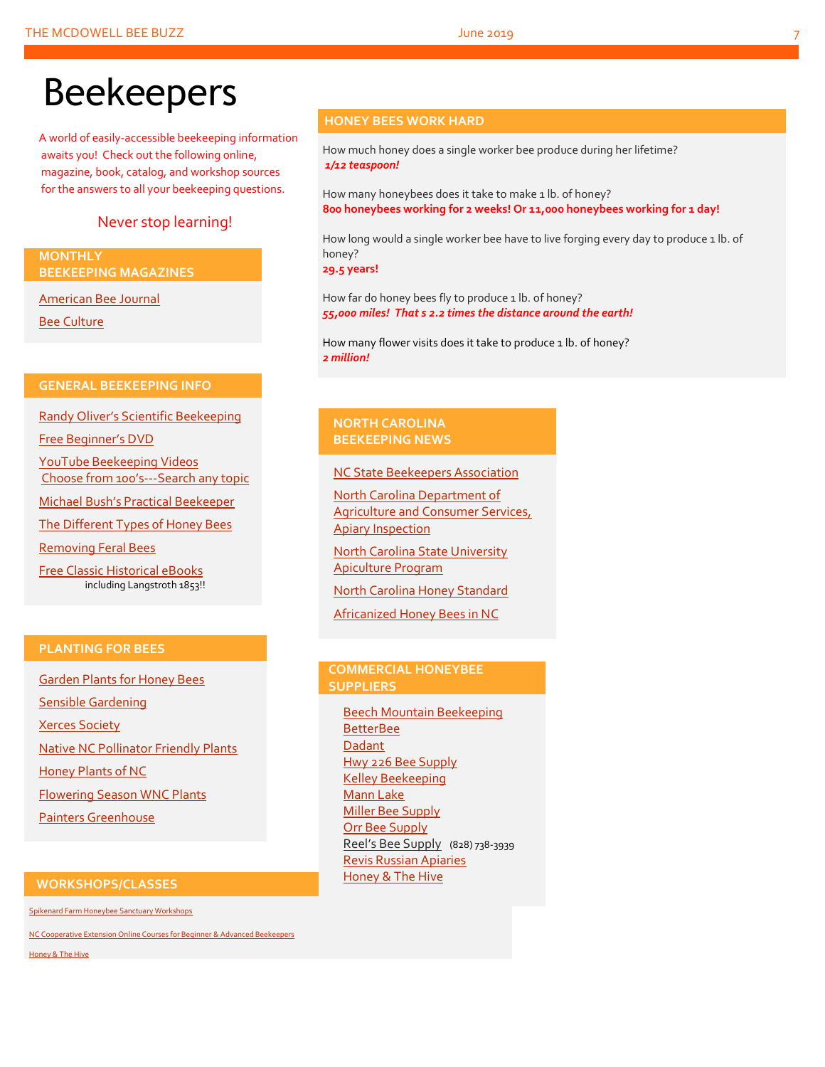# Beekeepers

A world of easily-accessible beekeeping information awaits you! Check out the following online, magazine, book, catalog, and workshop sources for the answers to all your beekeeping questions.

Never stop learning!

## MONTHLY BEEKEEPING MAGAZINES

American Bee Journal

Bee Culture

## GENERAL BEEKEEPING INFO

Randy Oliver's Scientific Beekeeping

Free Beginner's DVD

YouTube Beekeeping Videos
Choose from 100's---Search any topic

Michael Bush's Practical Beekeeper

The Different Types of Honey Bees

Removing Feral Bees

Free Classic Historical eBooks
including Langstroth 1853!!

## PLANTING FOR BEES

Garden Plants for Honey Bees

Sensible Gardening

Xerces Society

Native NC Pollinator Friendly Plants

Honey Plants of NC

Flowering Season WNC Plants

Painters Greenhouse

## WORKSHOPS/CLASSES

Spikenard Farm Honeybee Sanctuary Workshops

NC Cooperative Extension Online Courses for Beginner & Advanced Beekeepers

Honey & The Hive

## HONEY BEES WORK HARD

How much honey does a single worker bee produce during her lifetime?
***1/12 teaspoon!***

How many honeybees does it take to make 1 lb. of honey?
**800 honeybees working for 2 weeks! Or 11,000 honeybees working for 1 day!**

How long would a single worker bee have to live forging every day to produce 1 lb. of honey?
**29.5 years!**

How far do honey bees fly to produce 1 lb. of honey?
***55,000 miles! That s 2.2 times the distance around the earth!***

How many flower visits does it take to produce 1 lb. of honey?
***2 million!***

## NORTH CAROLINA BEEKEEPING NEWS

NC State Beekeepers Association

North Carolina Department of Agriculture and Consumer Services, Apiary Inspection

North Carolina State University Apiculture Program

North Carolina Honey Standard

Africanized Honey Bees in NC

## COMMERCIAL HONEYBEE SUPPLIERS

Beech Mountain Beekeeping
BetterBee
Dadant
Hwy 226 Bee Supply
Kelley Beekeeping
Mann Lake
Miller Bee Supply
Orr Bee Supply
Reel's Bee Supply (828) 738-3939
Revis Russian Apiaries
Honey & The Hive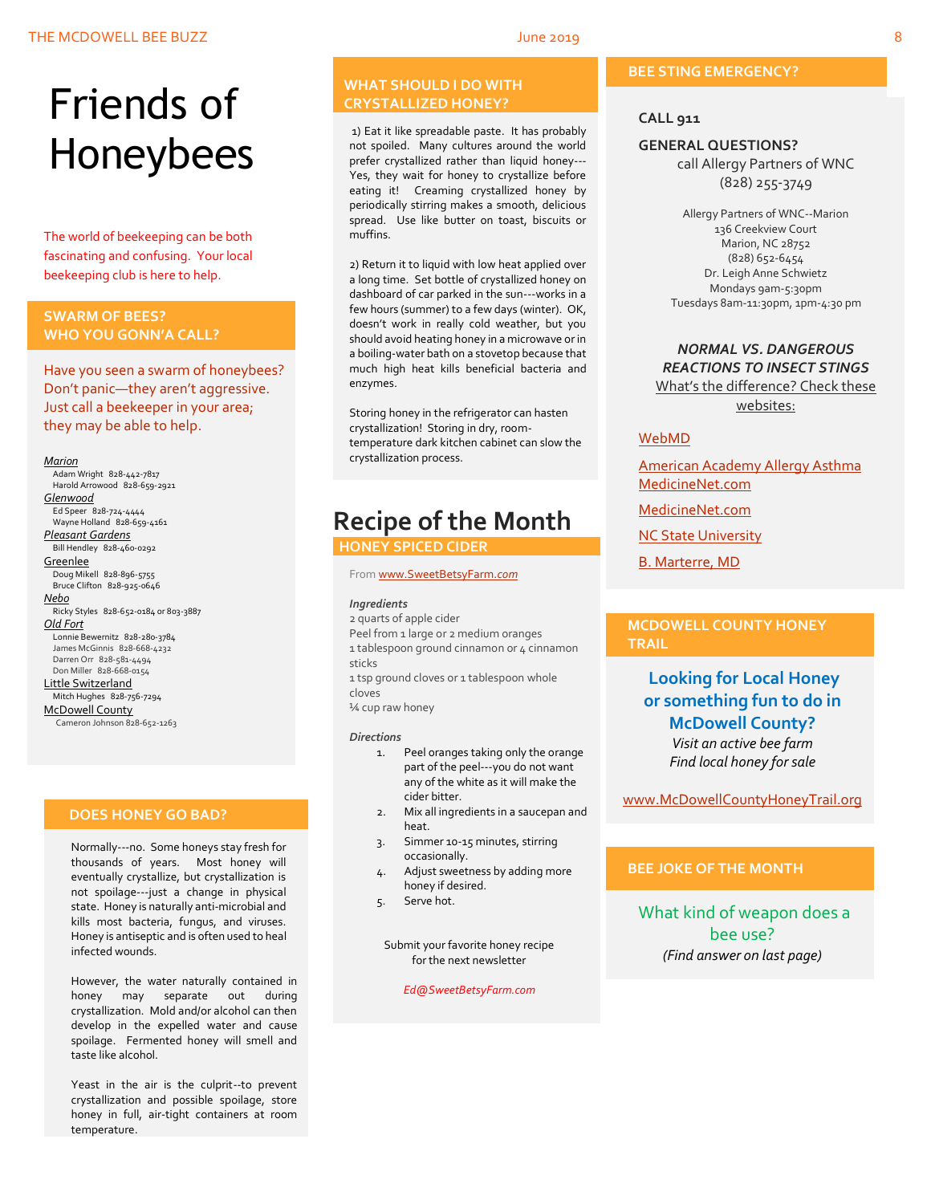# Friends of Honeybees

The world of beekeeping can be both fascinating and confusing. Your local beekeeping club is here to help.

## SWARM OF BEES? WHO YOU GONN'A CALL?

Have you seen a swarm of honeybees? Don't panic—they aren't aggressive. Just call a beekeeper in your area; they may be able to help.

*Marion*
- Adam Wright 828-442-7817
- Harold Arrowood 828-659-2921

*Glenwood*
- Ed Speer 828-724-4444
- Wayne Holland 828-659-4161

*Pleasant Gardens*
- Bill Hendley 828-460-0292

Greenlee
- Doug Mikell 828-896-5755
- Bruce Clifton 828-925-0646

*Nebo*
- Ricky Styles 828-652-0184 or 803-3887

*Old Fort*
- Lonnie Bewernitz 828-280-3784
- James McGinnis 828-668-4232
- Darren Orr 828-581-4494
- Don Miller 828-668-0154

Little Switzerland
- Mitch Hughes 828-756-7294

McDowell County
- Cameron Johnson 828-652-1263

## DOES HONEY GO BAD?

Normally---no. Some honeys stay fresh for thousands of years. Most honey will eventually crystallize, but crystallization is not spoilage---just a change in physical state. Honey is naturally anti-microbial and kills most bacteria, fungus, and viruses. Honey is antiseptic and is often used to heal infected wounds.

However, the water naturally contained in honey may separate out during crystallization. Mold and/or alcohol can then develop in the expelled water and cause spoilage. Fermented honey will smell and taste like alcohol.

Yeast in the air is the culprit--to prevent crystallization and possible spoilage, store honey in full, air-tight containers at room temperature.

## WHAT SHOULD I DO WITH CRYSTALLIZED HONEY?

1) Eat it like spreadable paste. It has probably not spoiled. Many cultures around the world prefer crystallized rather than liquid honey---Yes, they wait for honey to crystallize before eating it! Creaming crystallized honey by periodically stirring makes a smooth, delicious spread. Use like butter on toast, biscuits or muffins.

2) Return it to liquid with low heat applied over a long time. Set bottle of crystallized honey on dashboard of car parked in the sun---works in a few hours (summer) to a few days (winter). OK, doesn't work in really cold weather, but you should avoid heating honey in a microwave or in a boiling-water bath on a stovetop because that much high heat kills beneficial bacteria and enzymes.

Storing honey in the refrigerator can hasten crystallization! Storing in dry, room-temperature dark kitchen cabinet can slow the crystallization process.

# Recipe of the Month

## HONEY SPICED CIDER

From www.SweetBetsyFarm.*com*

***Ingredients***

2 quarts of apple cider
Peel from 1 large or 2 medium oranges
1 tablespoon ground cinnamon or 4 cinnamon sticks
1 tsp ground cloves or 1 tablespoon whole cloves
¼ cup raw honey

***Directions***

1. Peel oranges taking only the orange part of the peel---you do not want any of the white as it will make the cider bitter.
2. Mix all ingredients in a saucepan and heat.
3. Simmer 10-15 minutes, stirring occasionally.
4. Adjust sweetness by adding more honey if desired.
5. Serve hot.

Submit your favorite honey recipe for the next newsletter

*Ed@SweetBetsyFarm.com*

## BEE STING EMERGENCY?

**CALL 911**

**GENERAL QUESTIONS?**
call Allergy Partners of WNC
(828) 255-3749

Allergy Partners of WNC--Marion
136 Creekview Court
Marion, NC 28752
(828) 652-6454
Dr. Leigh Anne Schwietz
Mondays 9am-5:30pm
Tuesdays 8am-11:30pm, 1pm-4:30 pm

***NORMAL VS. DANGEROUS REACTIONS TO INSECT STINGS***
What's the difference? Check these websites:

- WebMD
- American Academy Allergy Asthma MedicineNet.com
- MedicineNet.com
- NC State University
- B. Marterre, MD

## MCDOWELL COUNTY HONEY TRAIL

**Looking for Local Honey or something fun to do in McDowell County?**
*Visit an active bee farm*
*Find local honey for sale*

www.McDowellCountyHoneyTrail.org

## BEE JOKE OF THE MONTH

What kind of weapon does a bee use?
*(Find answer on last page)*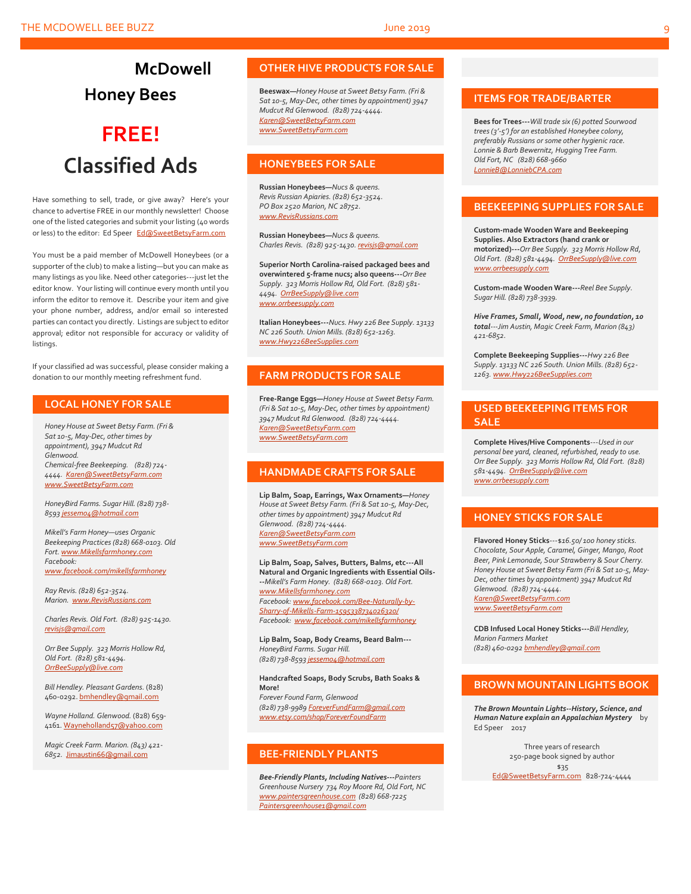# McDowell Honey Bees

# FREE! Classified Ads

Have something to sell, trade, or give away? Here's your chance to advertise FREE in our monthly newsletter! Choose one of the listed categories and submit your listing (40 words or less) to the editor: Ed Speer Ed@SweetBetsyFarm.com

You must be a paid member of McDowell Honeybees (or a supporter of the club) to make a listing—but you can make as many listings as you like. Need other categories---just let the editor know. Your listing will continue every month until you inform the editor to remove it. Describe your item and give your phone number, address, and/or email so interested parties can contact you directly. Listings are subject to editor approval; editor not responsible for accuracy or validity of listings.

If your classified ad was successful, please consider making a donation to our monthly meeting refreshment fund.

## LOCAL HONEY FOR SALE

*Honey House at Sweet Betsy Farm. (Fri & Sat 10-5, May-Dec, other times by appointment), 3947 Mudcut Rd Glenwood. Chemical-free Beekeeping. (828) 724-4444.* Karen@SweetBetsyFarm.com www.SweetBetsyFarm.com

*HoneyBird Farms. Sugar Hill. (828) 738-8593* jessemo4@hotmail.com

*Mikell's Farm Honey—uses Organic Beekeeping Practices (828) 668-0103. Old Fort.* www.Mikellsfarmhoney.com *Facebook:* www.facebook.com/mikellsfarmhoney

*Ray Revis. (828) 652-3524. Marion.* www.RevisRussians.com

*Charles Revis. Old Fort. (828) 925-1430.* revisjs@gmail.com

*Orr Bee Supply. 323 Morris Hollow Rd, Old Fort. (828) 581-4494.* OrrBeeSupply@live.com

*Bill Hendley. Pleasant Gardens.* (828) 460-0292. bmhendley@gmail.com

*Wayne Holland. Glenwood.* (828) 659-4161. Wayneholland57@yahoo.com

*Magic Creek Farm. Marion. (843) 421-6852.* Jimaustin66@gmail.com

## OTHER HIVE PRODUCTS FOR SALE

**Beeswax—***Honey House at Sweet Betsy Farm. (Fri & Sat 10-5, May-Dec, other times by appointment) 3947 Mudcut Rd Glenwood. (828) 724-4444.* Karen@SweetBetsyFarm.com www.SweetBetsyFarm.com

## HONEYBEES FOR SALE

**Russian Honeybees—***Nucs & queens. Revis Russian Apiaries. (828) 652-3524. PO Box 2520 Marion, NC 28752.* www.RevisRussians.com

**Russian Honeybees—***Nucs & queens. Charles Revis. (828) 925-1430.* revisjs@gmail.com

**Superior North Carolina-raised packaged bees and overwintered 5-frame nucs; also queens---***Orr Bee Supply. 323 Morris Hollow Rd, Old Fort. (828) 581-4494.* OrrBeeSupply@live.com www.orrbeesupply.com

**Italian Honeybees---***Nucs. Hwy 226 Bee Supply. 13133 NC 226 South. Union Mills. (828) 652-1263.* www.Hwy226BeeSupplies.com

## FARM PRODUCTS FOR SALE

**Free-Range Eggs—***Honey House at Sweet Betsy Farm. (Fri & Sat 10-5, May-Dec, other times by appointment) 3947 Mudcut Rd Glenwood. (828) 724-4444.* Karen@SweetBetsyFarm.com www.SweetBetsyFarm.com

## HANDMADE CRAFTS FOR SALE

**Lip Balm, Soap, Earrings, Wax Ornaments—***Honey House at Sweet Betsy Farm. (Fri & Sat 10-5, May-Dec, other times by appointment) 3947 Mudcut Rd Glenwood. (828) 724-4444.* Karen@SweetBetsyFarm.com www.SweetBetsyFarm.com

**Lip Balm, Soap, Salves, Butters, Balms, etc---All Natural and Organic Ingredients with Essential Oils---***Mikell's Farm Honey. (828) 668-0103. Old Fort.* www.Mikellsfarmhoney.com *Facebook:* www.facebook.com/Bee-Naturally-by-Sharry-of-Mikells-Farm-1595338734026320/ *Facebook:* www.facebook.com/mikellsfarmhoney

**Lip Balm, Soap, Body Creams, Beard Balm---** *HoneyBird Farms. Sugar Hill. (828) 738-8593* jessemo4@hotmail.com

**Handcrafted Soaps, Body Scrubs, Bath Soaks & More!** *Forever Found Farm, Glenwood (828) 738-9989* ForeverFundFarm@gmail.com www.etsy.com/shop/ForeverFoundFarm

## BEE-FRIENDLY PLANTS

***Bee-Friendly Plants, Including Natives---****Painters Greenhouse Nursery 734 Roy Moore Rd, Old Fort, NC* www.paintersgreenhouse.com *(828) 668-7225* Paintersgreenhouse1@gmail.com

## ITEMS FOR TRADE/BARTER

**Bees for Trees---***Will trade six (6) potted Sourwood trees (3'-5') for an established Honeybee colony, preferably Russians or some other hygienic race. Lonnie & Barb Bewernitz, Hugging Tree Farm. Old Fort, NC (828) 668-9660* LonnieB@LonniebCPA.com

## BEEKEEPING SUPPLIES FOR SALE

**Custom-made Wooden Ware and Beekeeping Supplies. Also Extractors (hand crank or motorized)---***Orr Bee Supply. 323 Morris Hollow Rd, Old Fort. (828) 581-4494.* OrrBeeSupply@live.com www.orrbeesupply.com

**Custom-made Wooden Ware---***Reel Bee Supply. Sugar Hill. (828) 738-3939.*

***Hive Frames, Small, Wood, new, no foundation, 10 total---****Jim Austin, Magic Creek Farm, Marion (843) 421-6852.*

**Complete Beekeeping Supplies---***Hwy 226 Bee Supply. 13133 NC 226 South. Union Mills. (828) 652-1263.* www.Hwy226BeeSupplies.com

## USED BEEKEEPING ITEMS FOR SALE

**Complete Hives/Hive Components---***Used in our personal bee yard, cleaned, refurbished, ready to use. Orr Bee Supply. 323 Morris Hollow Rd, Old Fort. (828) 581-4494.* OrrBeeSupply@live.com www.orrbeesupply.com

## HONEY STICKS FOR SALE

**Flavored Honey Sticks---***$16.50/100 honey sticks. Chocolate, Sour Apple, Caramel, Ginger, Mango, Root Beer, Pink Lemonade, Sour Strawberry & Sour Cherry. Honey House at Sweet Betsy Farm (Fri & Sat 10-5, May-Dec, other times by appointment) 3947 Mudcut Rd Glenwood. (828) 724-4444.* Karen@SweetBetsyFarm.com www.SweetBetsyFarm.com

**CDB Infused Local Honey Sticks---***Bill Hendley, Marion Farmers Market (828) 460-0292* bmhendley@gmail.com

## BROWN MOUNTAIN LIGHTS BOOK

***The Brown Mountain Lights--History, Science, and Human Nature explain an Appalachian Mystery*** by Ed Speer 2017

Three years of research
250-page book signed by author
$35
Ed@SweetBetsyFarm.com 828-724-4444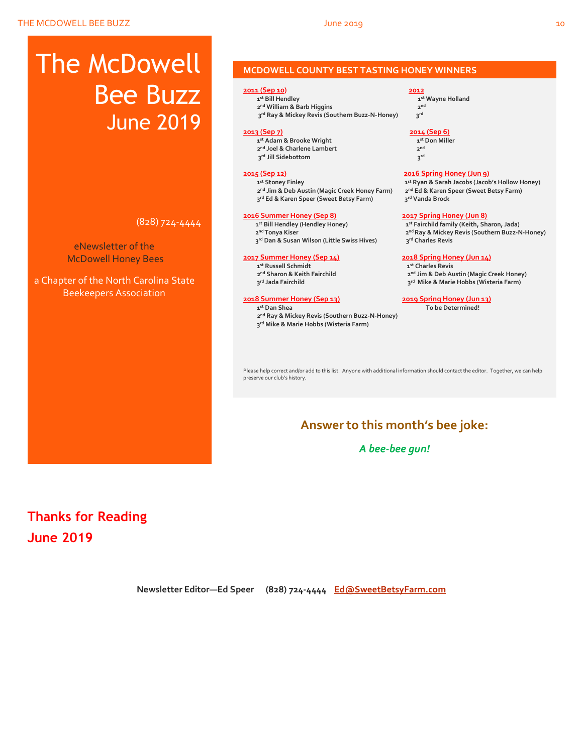# The McDowell Bee Buzz
## June 2019

(828) 724-4444

eNewsletter of the McDowell Honey Bees

a Chapter of the North Carolina State Beekeepers Association

### MCDOWELL COUNTY BEST TASTING HONEY WINNERS

**2011 (Sep 10)**
- 1st Bill Hendley
- 2nd William & Barb Higgins
- 3rd Ray & Mickey Revis (Southern Buzz-N-Honey)

**2012**
- 1st Wayne Holland
- 2nd
- 3rd

**2013 (Sep 7)**
- 1st Adam & Brooke Wright
- 2nd Joel & Charlene Lambert
- 3rd Jill Sidebottom

**2014 (Sep 6)**
- 1st Don Miller
- 2nd
- 3rd

**2015 (Sep 12)**
- 1st Stoney Finley
- 2nd Jim & Deb Austin (Magic Creek Honey Farm)
- 3rd Ed & Karen Speer (Sweet Betsy Farm)

**2016 Spring Honey (Jun 9)**
- 1st Ryan & Sarah Jacobs (Jacob's Hollow Honey)
- 2nd Ed & Karen Speer (Sweet Betsy Farm)
- 3rd Vanda Brock

**2016 Summer Honey (Sep 8)**
- 1st Bill Hendley (Hendley Honey)
- 2nd Tonya Kiser
- 3rd Dan & Susan Wilson (Little Swiss Hives)

**2017 Spring Honey (Jun 8)**
- 1st Fairchild family (Keith, Sharon, Jada)
- 2nd Ray & Mickey Revis (Southern Buzz-N-Honey)
- 3rd Charles Revis

**2017 Summer Honey (Sep 14)**
- 1st Russell Schmidt
- 2nd Sharon & Keith Fairchild
- 3rd Jada Fairchild

**2018 Spring Honey (Jun 14)**
- 1st Charles Revis
- 2nd Jim & Deb Austin (Magic Creek Honey)
- 3rd Mike & Marie Hobbs (Wisteria Farm)

**2018 Summer Honey (Sep 13)**
- 1st Dan Shea
- 2nd Ray & Mickey Revis (Southern Buzz-N-Honey)
- 3rd Mike & Marie Hobbs (Wisteria Farm)

**2019 Spring Honey (Jun 13)**

To be Determined!

Please help correct and/or add to this list. Anyone with additional information should contact the editor. Together, we can help preserve our club's history.

### Answer to this month's bee joke:

*A bee-bee gun!*

## Thanks for Reading
## June 2019

**Newsletter Editor—Ed Speer (828) 724-4444 Ed@SweetBetsyFarm.com**